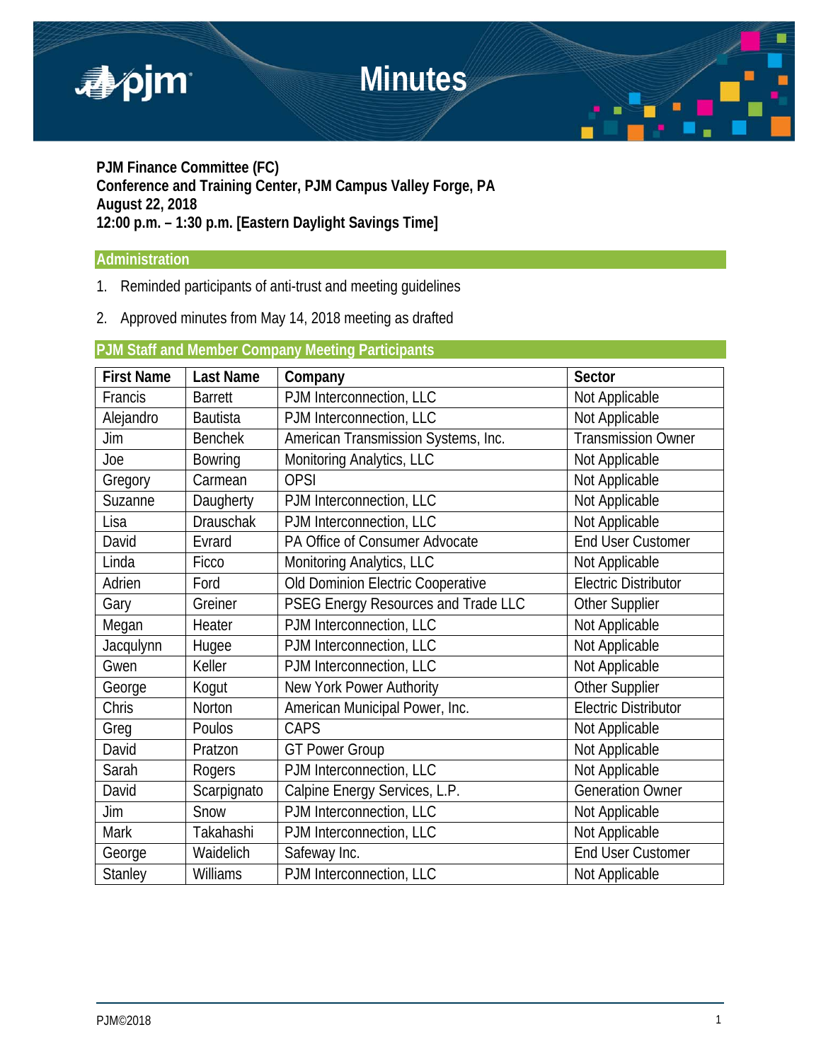# Minutes

**PJM Finance Committee (FC)**
**Conference and Training Center, PJM Campus Valley Forge, PA**
**August 22, 2018**
**12:00 p.m. – 1:30 p.m. [Eastern Daylight Savings Time]**

## Administration

1. Reminded participants of anti-trust and meeting guidelines
2. Approved minutes from May 14, 2018 meeting as drafted

## PJM Staff and Member Company Meeting Participants

| First Name | Last Name | Company | Sector |
|---|---|---|---|
| Francis | Barrett | PJM Interconnection, LLC | Not Applicable |
| Alejandro | Bautista | PJM Interconnection, LLC | Not Applicable |
| Jim | Benchek | American Transmission Systems, Inc. | Transmission Owner |
| Joe | Bowring | Monitoring Analytics, LLC | Not Applicable |
| Gregory | Carmean | OPSI | Not Applicable |
| Suzanne | Daugherty | PJM Interconnection, LLC | Not Applicable |
| Lisa | Drauschak | PJM Interconnection, LLC | Not Applicable |
| David | Evrard | PA Office of Consumer Advocate | End User Customer |
| Linda | Ficco | Monitoring Analytics, LLC | Not Applicable |
| Adrien | Ford | Old Dominion Electric Cooperative | Electric Distributor |
| Gary | Greiner | PSEG Energy Resources and Trade LLC | Other Supplier |
| Megan | Heater | PJM Interconnection, LLC | Not Applicable |
| Jacqulynn | Hugee | PJM Interconnection, LLC | Not Applicable |
| Gwen | Keller | PJM Interconnection, LLC | Not Applicable |
| George | Kogut | New York Power Authority | Other Supplier |
| Chris | Norton | American Municipal Power, Inc. | Electric Distributor |
| Greg | Poulos | CAPS | Not Applicable |
| David | Pratzon | GT Power Group | Not Applicable |
| Sarah | Rogers | PJM Interconnection, LLC | Not Applicable |
| David | Scarpignato | Calpine Energy Services, L.P. | Generation Owner |
| Jim | Snow | PJM Interconnection, LLC | Not Applicable |
| Mark | Takahashi | PJM Interconnection, LLC | Not Applicable |
| George | Waidelich | Safeway Inc. | End User Customer |
| Stanley | Williams | PJM Interconnection, LLC | Not Applicable |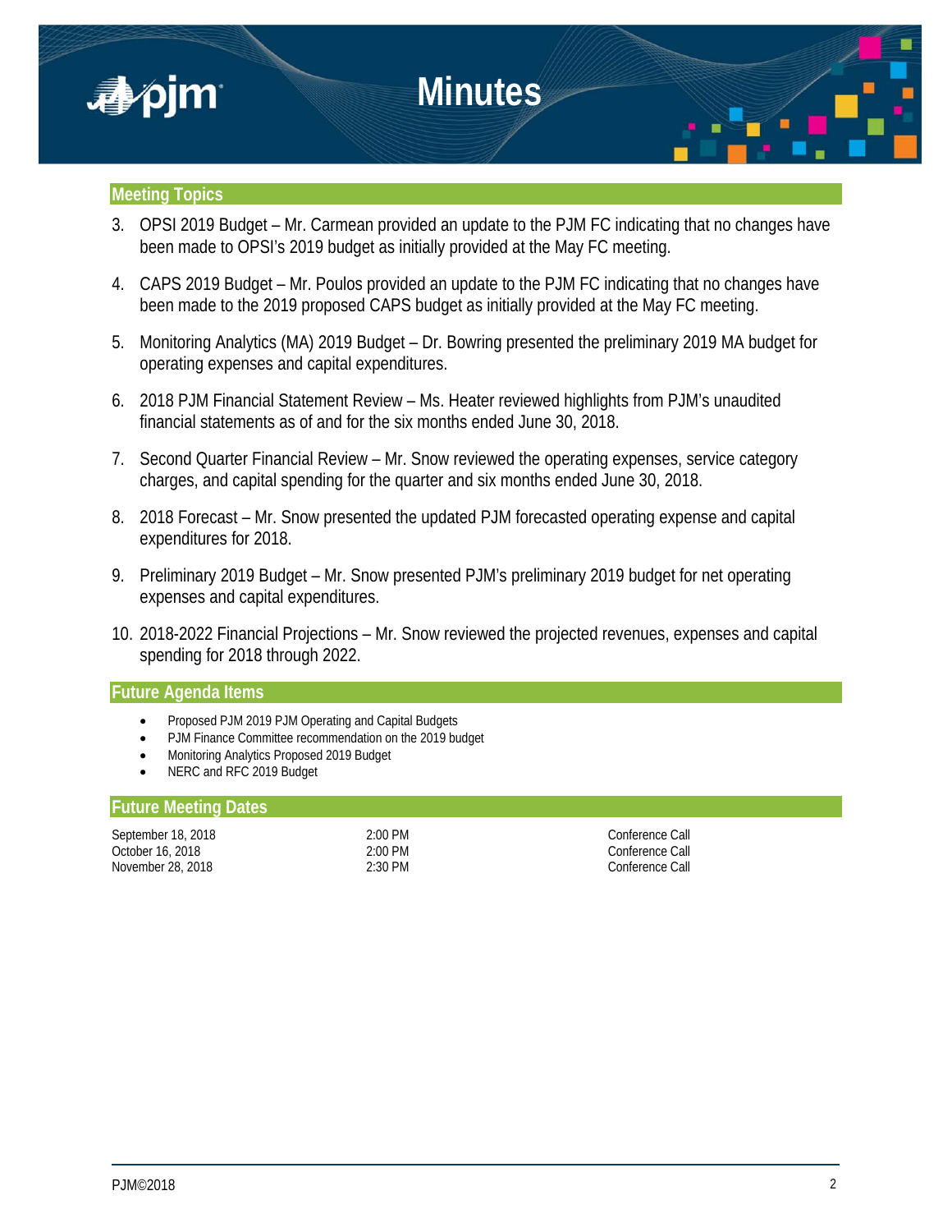## Meeting Topics

3. OPSI 2019 Budget – Mr. Carmean provided an update to the PJM FC indicating that no changes have been made to OPSI's 2019 budget as initially provided at the May FC meeting.

4. CAPS 2019 Budget – Mr. Poulos provided an update to the PJM FC indicating that no changes have been made to the 2019 proposed CAPS budget as initially provided at the May FC meeting.

5. Monitoring Analytics (MA) 2019 Budget – Dr. Bowring presented the preliminary 2019 MA budget for operating expenses and capital expenditures.

6. 2018 PJM Financial Statement Review – Ms. Heater reviewed highlights from PJM's unaudited financial statements as of and for the six months ended June 30, 2018.

7. Second Quarter Financial Review – Mr. Snow reviewed the operating expenses, service category charges, and capital spending for the quarter and six months ended June 30, 2018.

8. 2018 Forecast – Mr. Snow presented the updated PJM forecasted operating expense and capital expenditures for 2018.

9. Preliminary 2019 Budget – Mr. Snow presented PJM's preliminary 2019 budget for net operating expenses and capital expenditures.

10. 2018-2022 Financial Projections – Mr. Snow reviewed the projected revenues, expenses and capital spending for 2018 through 2022.

## Future Agenda Items

- Proposed PJM 2019 PJM Operating and Capital Budgets
- PJM Finance Committee recommendation on the 2019 budget
- Monitoring Analytics Proposed 2019 Budget
- NERC and RFC 2019 Budget

## Future Meeting Dates

| | | |
|---|---|---|
| September 18, 2018 | 2:00 PM | Conference Call |
| October 16, 2018 | 2:00 PM | Conference Call |
| November 28, 2018 | 2:30 PM | Conference Call |